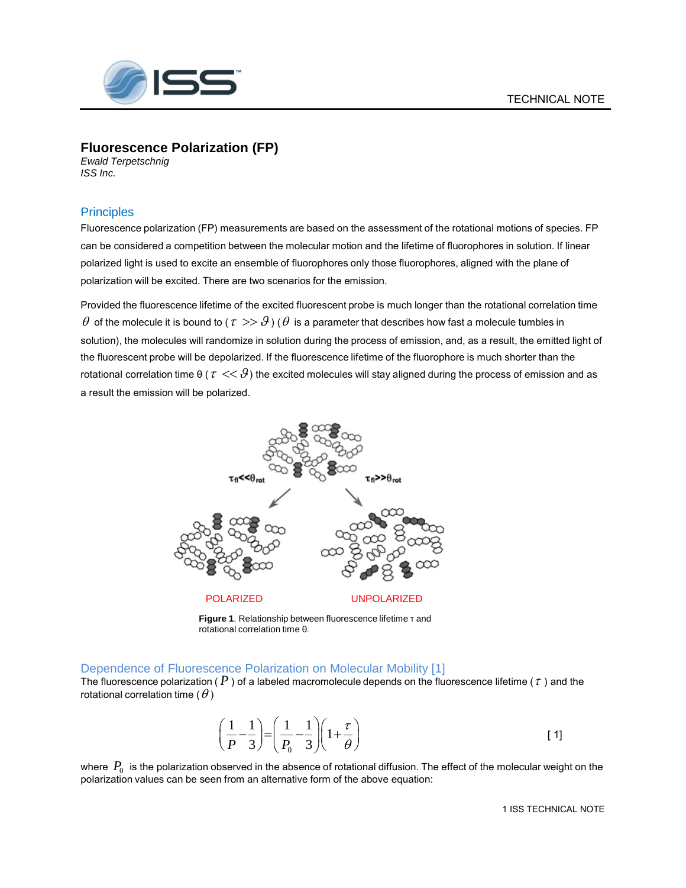TECHNICAL NOTE

# Fluorescence Polarization (FP)

*Ewald Terpetschnig*
*ISS Inc.*

## Principles

Fluorescence polarization (FP) measurements are based on the assessment of the rotational motions of species. FP can be considered a competition between the molecular motion and the lifetime of fluorophores in solution. If linear polarized light is used to excite an ensemble of fluorophores only those fluorophores, aligned with the plane of polarization will be excited. There are two scenarios for the emission.

Provided the fluorescence lifetime of the excited fluorescent probe is much longer than the rotational correlation time $\theta$ of the molecule it is bound to ($\tau >> \vartheta$) ($\theta$ is a parameter that describes how fast a molecule tumbles in solution), the molecules will randomize in solution during the process of emission, and, as a result, the emitted light of the fluorescent probe will be depolarized. If the fluorescence lifetime of the fluorophore is much shorter than the rotational correlation time θ ($\tau << \vartheta$) the excited molecules will stay aligned during the process of emission and as a result the emission will be polarized.

$\tau_{fl} << \theta_{rot}$ $\tau_{fl} >> \theta_{rot}$

POLARIZED UNPOLARIZED

**Figure 1**. Relationship between fluorescence lifetime τ and rotational correlation time θ.

## Dependence of Fluorescence Polarization on Molecular Mobility [1]

The fluorescence polarization ($P$) of a labeled macromolecule depends on the fluorescence lifetime ($\tau$) and the rotational correlation time ($\theta$)

$$\left(\frac{1}{P}-\frac{1}{3}\right)=\left(\frac{1}{P_0}-\frac{1}{3}\right)\left(1+\frac{\tau}{\theta}\right) \qquad [1]$$

where $P_0$ is the polarization observed in the absence of rotational diffusion. The effect of the molecular weight on the polarization values can be seen from an alternative form of the above equation: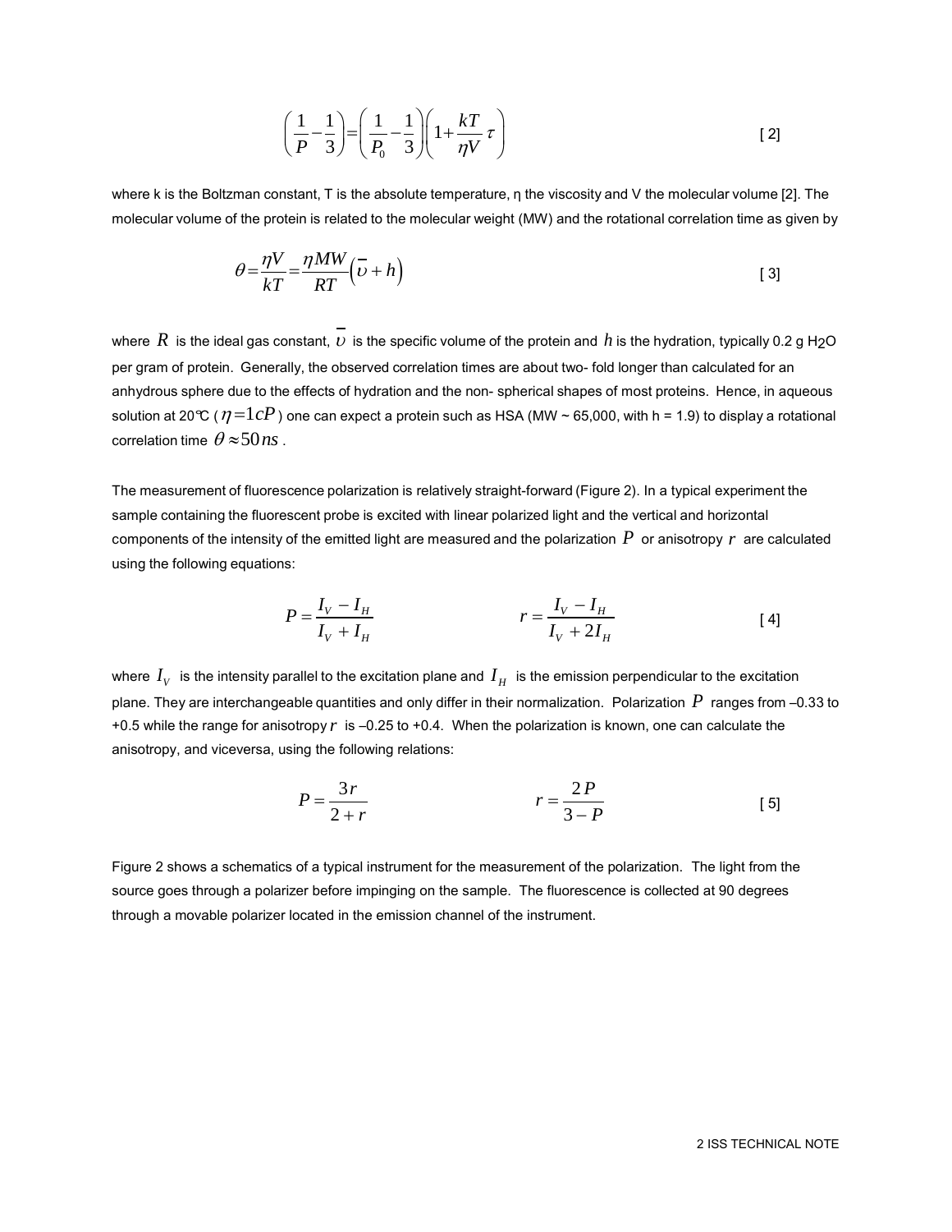$$\left(\frac{1}{P}-\frac{1}{3}\right)=\left(\frac{1}{P_0}-\frac{1}{3}\right)\left(1+\frac{kT}{\eta V}\tau\right) \qquad [2]$$

where k is the Boltzman constant, T is the absolute temperature, η the viscosity and V the molecular volume [2]. The molecular volume of the protein is related to the molecular weight (MW) and the rotational correlation time as given by

$$\theta=\frac{\eta V}{kT}=\frac{\eta MW}{RT}\left(\overline{\upsilon}+h\right) \qquad [3]$$

where $R$ is the ideal gas constant, $\overline{\upsilon}$ is the specific volume of the protein and $h$ is the hydration, typically 0.2 g $H_2O$ per gram of protein. Generally, the observed correlation times are about two- fold longer than calculated for an anhydrous sphere due to the effects of hydration and the non- spherical shapes of most proteins. Hence, in aqueous solution at 20℃ ($\eta = 1cP$) one can expect a protein such as HSA (MW ~ 65,000, with h = 1.9) to display a rotational correlation time $\theta \approx 50\,ns$.

The measurement of fluorescence polarization is relatively straight-forward (Figure 2). In a typical experiment the sample containing the fluorescent probe is excited with linear polarized light and the vertical and horizontal components of the intensity of the emitted light are measured and the polarization $P$ or anisotropy $r$ are calculated using the following equations:

$$P=\frac{I_V - I_H}{I_V + I_H} \qquad\qquad r=\frac{I_V - I_H}{I_V + 2I_H} \qquad [4]$$

where $I_V$ is the intensity parallel to the excitation plane and $I_H$ is the emission perpendicular to the excitation plane. They are interchangeable quantities and only differ in their normalization. Polarization $P$ ranges from –0.33 to +0.5 while the range for anisotropy $r$ is –0.25 to +0.4. When the polarization is known, one can calculate the anisotropy, and viceversa, using the following relations:

$$P=\frac{3r}{2+r} \qquad\qquad r=\frac{2P}{3-P} \qquad [5]$$

Figure 2 shows a schematics of a typical instrument for the measurement of the polarization. The light from the source goes through a polarizer before impinging on the sample. The fluorescence is collected at 90 degrees through a movable polarizer located in the emission channel of the instrument.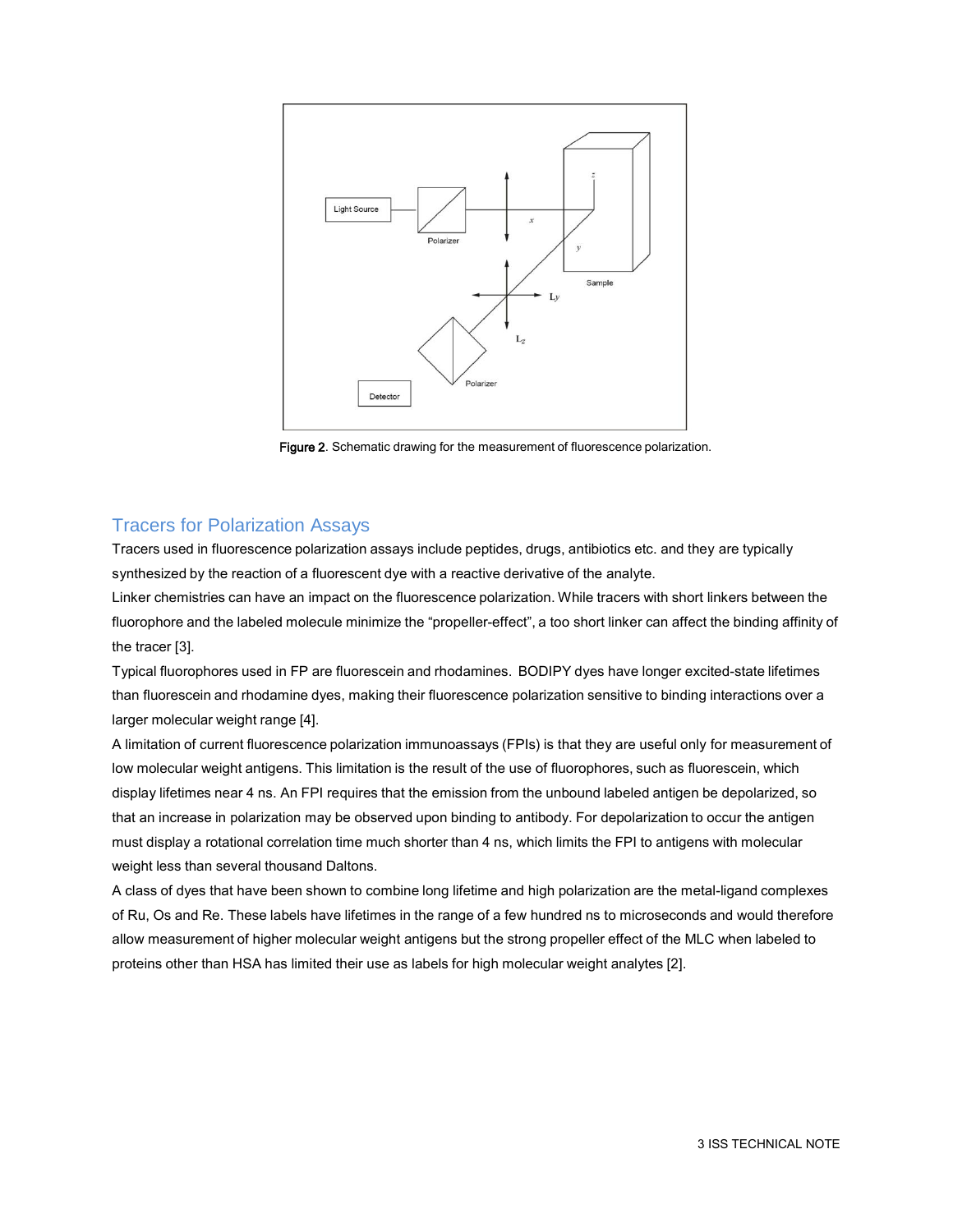Figure 2. Schematic drawing for the measurement of fluorescence polarization.

## Tracers for Polarization Assays

Tracers used in fluorescence polarization assays include peptides, drugs, antibiotics etc. and they are typically synthesized by the reaction of a fluorescent dye with a reactive derivative of the analyte.

Linker chemistries can have an impact on the fluorescence polarization. While tracers with short linkers between the fluorophore and the labeled molecule minimize the "propeller-effect", a too short linker can affect the binding affinity of the tracer [3].

Typical fluorophores used in FP are fluorescein and rhodamines. BODIPY dyes have longer excited-state lifetimes than fluorescein and rhodamine dyes, making their fluorescence polarization sensitive to binding interactions over a larger molecular weight range [4].

A limitation of current fluorescence polarization immunoassays (FPIs) is that they are useful only for measurement of low molecular weight antigens. This limitation is the result of the use of fluorophores, such as fluorescein, which display lifetimes near 4 ns. An FPI requires that the emission from the unbound labeled antigen be depolarized, so that an increase in polarization may be observed upon binding to antibody. For depolarization to occur the antigen must display a rotational correlation time much shorter than 4 ns, which limits the FPI to antigens with molecular weight less than several thousand Daltons.

A class of dyes that have been shown to combine long lifetime and high polarization are the metal-ligand complexes of Ru, Os and Re. These labels have lifetimes in the range of a few hundred ns to microseconds and would therefore allow measurement of higher molecular weight antigens but the strong propeller effect of the MLC when labeled to proteins other than HSA has limited their use as labels for high molecular weight analytes [2].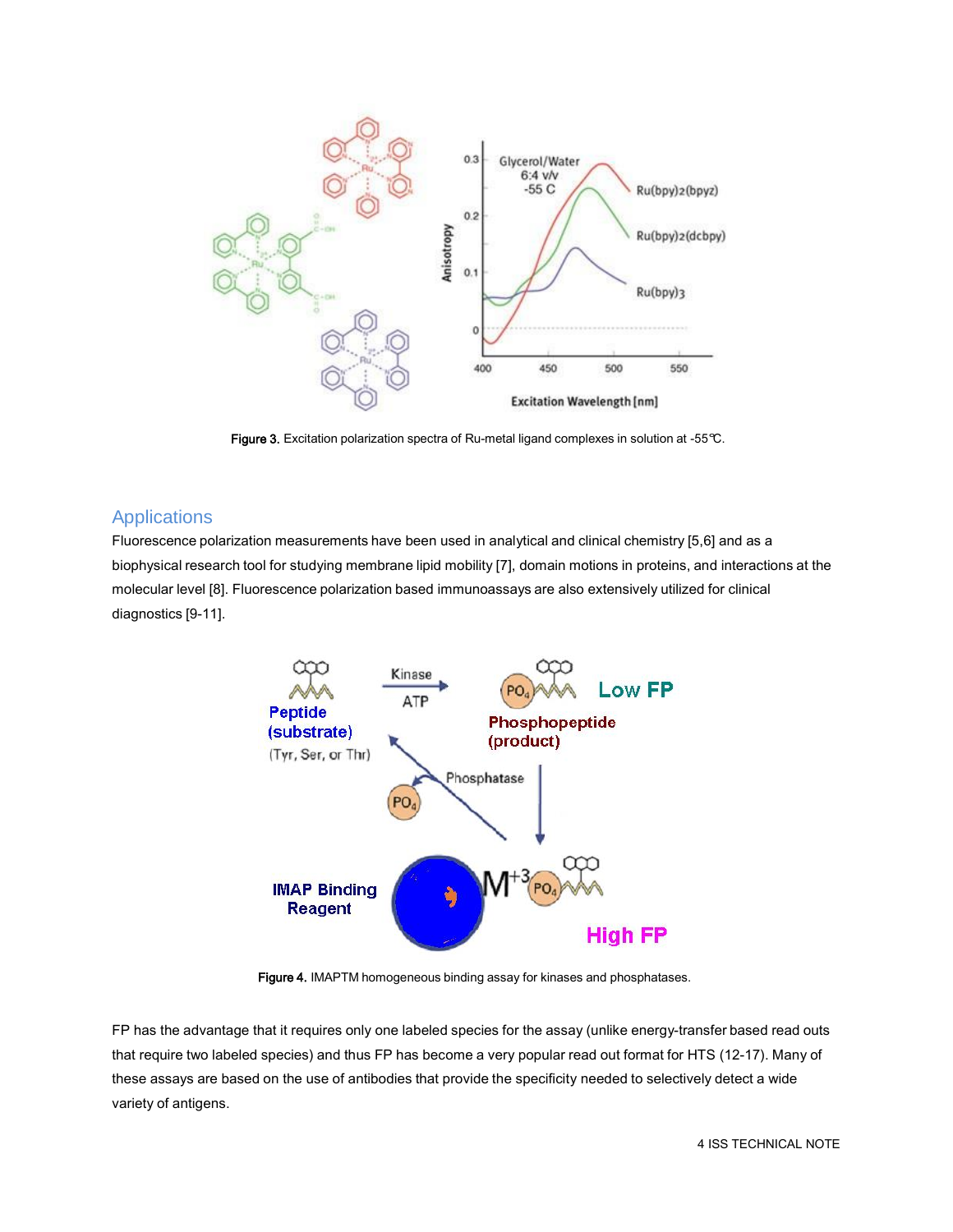**Figure 3.** Excitation polarization spectra of Ru-metal ligand complexes in solution at -55℃.

## Applications

Fluorescence polarization measurements have been used in analytical and clinical chemistry [5,6] and as a biophysical research tool for studying membrane lipid mobility [7], domain motions in proteins, and interactions at the molecular level [8]. Fluorescence polarization based immunoassays are also extensively utilized for clinical diagnostics [9-11].

**Figure 4.** IMAPTM homogeneous binding assay for kinases and phosphatases.

FP has the advantage that it requires only one labeled species for the assay (unlike energy-transfer based read outs that require two labeled species) and thus FP has become a very popular read out format for HTS (12-17). Many of these assays are based on the use of antibodies that provide the specificity needed to selectively detect a wide variety of antigens.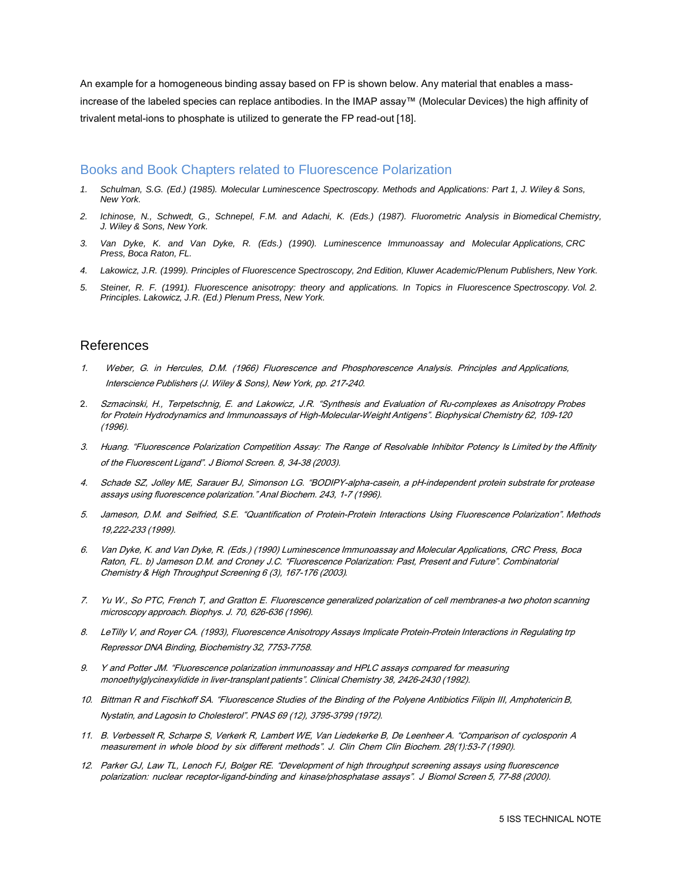An example for a homogeneous binding assay based on FP is shown below. Any material that enables a mass-increase of the labeled species can replace antibodies. In the IMAP assay™ (Molecular Devices) the high affinity of trivalent metal-ions to phosphate is utilized to generate the FP read-out [18].

## Books and Book Chapters related to Fluorescence Polarization

1. *Schulman, S.G. (Ed.) (1985). Molecular Luminescence Spectroscopy. Methods and Applications: Part 1, J. Wiley & Sons, New York.*
2. *Ichinose, N., Schwedt, G., Schnepel, F.M. and Adachi, K. (Eds.) (1987). Fluorometric Analysis in Biomedical Chemistry, J. Wiley & Sons, New York.*
3. *Van Dyke, K. and Van Dyke, R. (Eds.) (1990). Luminescence Immunoassay and Molecular Applications, CRC Press, Boca Raton, FL.*
4. *Lakowicz, J.R. (1999). Principles of Fluorescence Spectroscopy, 2nd Edition, Kluwer Academic/Plenum Publishers, New York.*
5. *Steiner, R. F. (1991). Fluorescence anisotropy: theory and applications. In Topics in Fluorescence Spectroscopy. Vol. 2. Principles. Lakowicz, J.R. (Ed.) Plenum Press, New York.*

## References

1. *Weber, G. in Hercules, D.M. (1966) Fluorescence and Phosphorescence Analysis. Principles and Applications, Interscience Publishers (J. Wiley & Sons), New York, pp. 217-240.*
2. *Szmacinski, H., Terpetschnig, E. and Lakowicz, J.R. "Synthesis and Evaluation of Ru-complexes as Anisotropy Probes for Protein Hydrodynamics and Immunoassays of High-Molecular-Weight Antigens". Biophysical Chemistry 62, 109-120 (1996).*
3. *Huang. "Fluorescence Polarization Competition Assay: The Range of Resolvable Inhibitor Potency Is Limited by the Affinity of the Fluorescent Ligand". J Biomol Screen. 8, 34-38 (2003).*
4. *Schade SZ, Jolley ME, Sarauer BJ, Simonson LG. "BODIPY-alpha-casein, a pH-independent protein substrate for protease assays using fluorescence polarization." Anal Biochem. 243, 1-7 (1996).*
5. *Jameson, D.M. and Seifried, S.E. "Quantification of Protein-Protein Interactions Using Fluorescence Polarization". Methods 19,222-233 (1999).*
6. *Van Dyke, K. and Van Dyke, R. (Eds.) (1990) Luminescence Immunoassay and Molecular Applications, CRC Press, Boca Raton, FL. b) Jameson D.M. and Croney J.C. "Fluorescence Polarization: Past, Present and Future". Combinatorial Chemistry & High Throughput Screening 6 (3), 167-176 (2003).*
7. *Yu W., So PTC, French T, and Gratton E. Fluorescence generalized polarization of cell membranes-a two photon scanning microscopy approach. Biophys. J. 70, 626-636 (1996).*
8. *LeTilly V, and Royer CA. (1993), Fluorescence Anisotropy Assays Implicate Protein-Protein Interactions in Regulating trp Repressor DNA Binding, Biochemistry 32, 7753-7758.*
9. *Y and Potter JM. "Fluorescence polarization immunoassay and HPLC assays compared for measuring monoethylglycinexylidide in liver-transplant patients". Clinical Chemistry 38, 2426-2430 (1992).*
10. *Bittman R and Fischkoff SA. "Fluorescence Studies of the Binding of the Polyene Antibiotics Filipin III, Amphotericin B, Nystatin, and Lagosin to Cholesterol". PNAS 69 (12), 3795-3799 (1972).*
11. *B. Verbesselt R, Scharpe S, Verkerk R, Lambert WE, Van Liedekerke B, De Leenheer A. "Comparison of cyclosporin A measurement in whole blood by six different methods". J. Clin Chem Clin Biochem. 28(1):53-7 (1990).*
12. *Parker GJ, Law TL, Lenoch FJ, Bolger RE. "Development of high throughput screening assays using fluorescence polarization: nuclear receptor-ligand-binding and kinase/phosphatase assays". J Biomol Screen 5, 77-88 (2000).*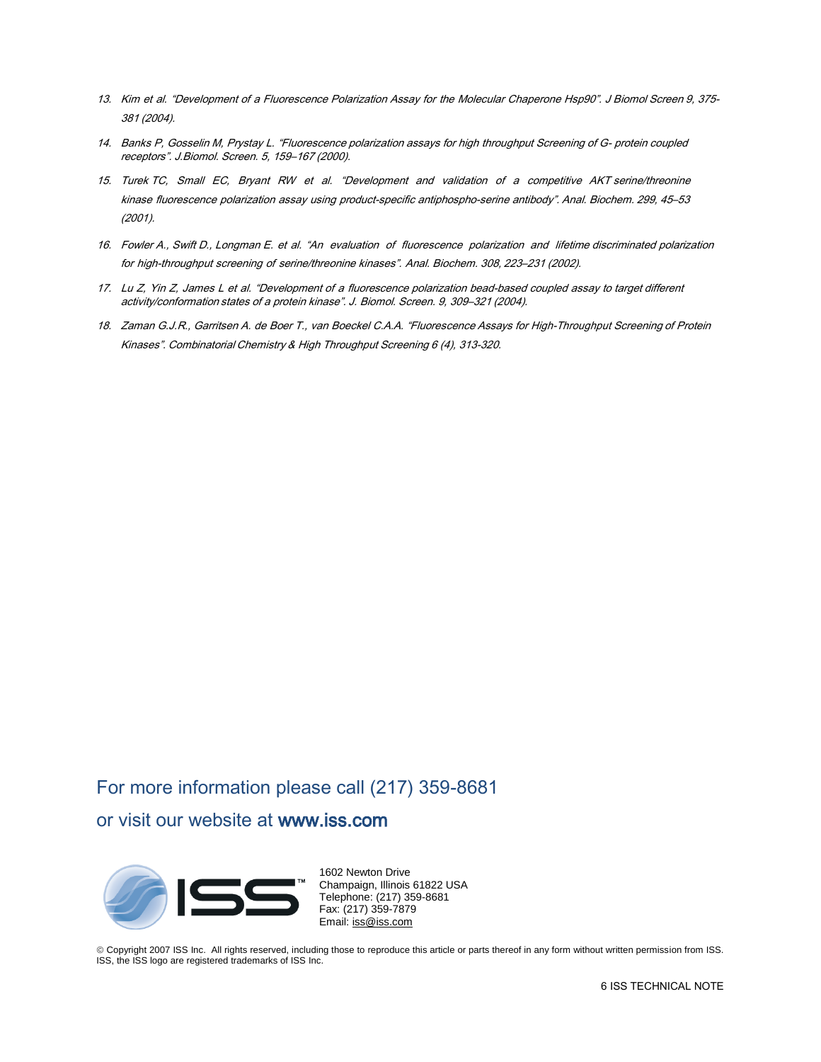13. *Kim et al. "Development of a Fluorescence Polarization Assay for the Molecular Chaperone Hsp90". J Biomol Screen 9, 375-381 (2004).*
14. *Banks P, Gosselin M, Prystay L. "Fluorescence polarization assays for high throughput Screening of G- protein coupled receptors". J.Biomol. Screen. 5, 159–167 (2000).*
15. *Turek TC, Small EC, Bryant RW et al. "Development and validation of a competitive AKT serine/threonine kinase fluorescence polarization assay using product-specific antiphospho-serine antibody". Anal. Biochem. 299, 45–53 (2001).*
16. *Fowler A., Swift D., Longman E. et al. "An evaluation of fluorescence polarization and lifetime discriminated polarization for high-throughput screening of serine/threonine kinases". Anal. Biochem. 308, 223–231 (2002).*
17. *Lu Z, Yin Z, James L et al. "Development of a fluorescence polarization bead-based coupled assay to target different activity/conformation states of a protein kinase". J. Biomol. Screen. 9, 309–321 (2004).*
18. *Zaman G.J.R., Garritsen A. de Boer T., van Boeckel C.A.A. "Fluorescence Assays for High-Throughput Screening of Protein Kinases". Combinatorial Chemistry & High Throughput Screening 6 (4), 313-320.*

For more information please call (217) 359-8681

or visit our website at **www.iss.com**

ISS™

1602 Newton Drive
Champaign, Illinois 61822 USA
Telephone: (217) 359-8681
Fax: (217) 359-7879
Email: iss@iss.com

© Copyright 2007 ISS Inc. All rights reserved, including those to reproduce this article or parts thereof in any form without written permission from ISS. ISS, the ISS logo are registered trademarks of ISS Inc.